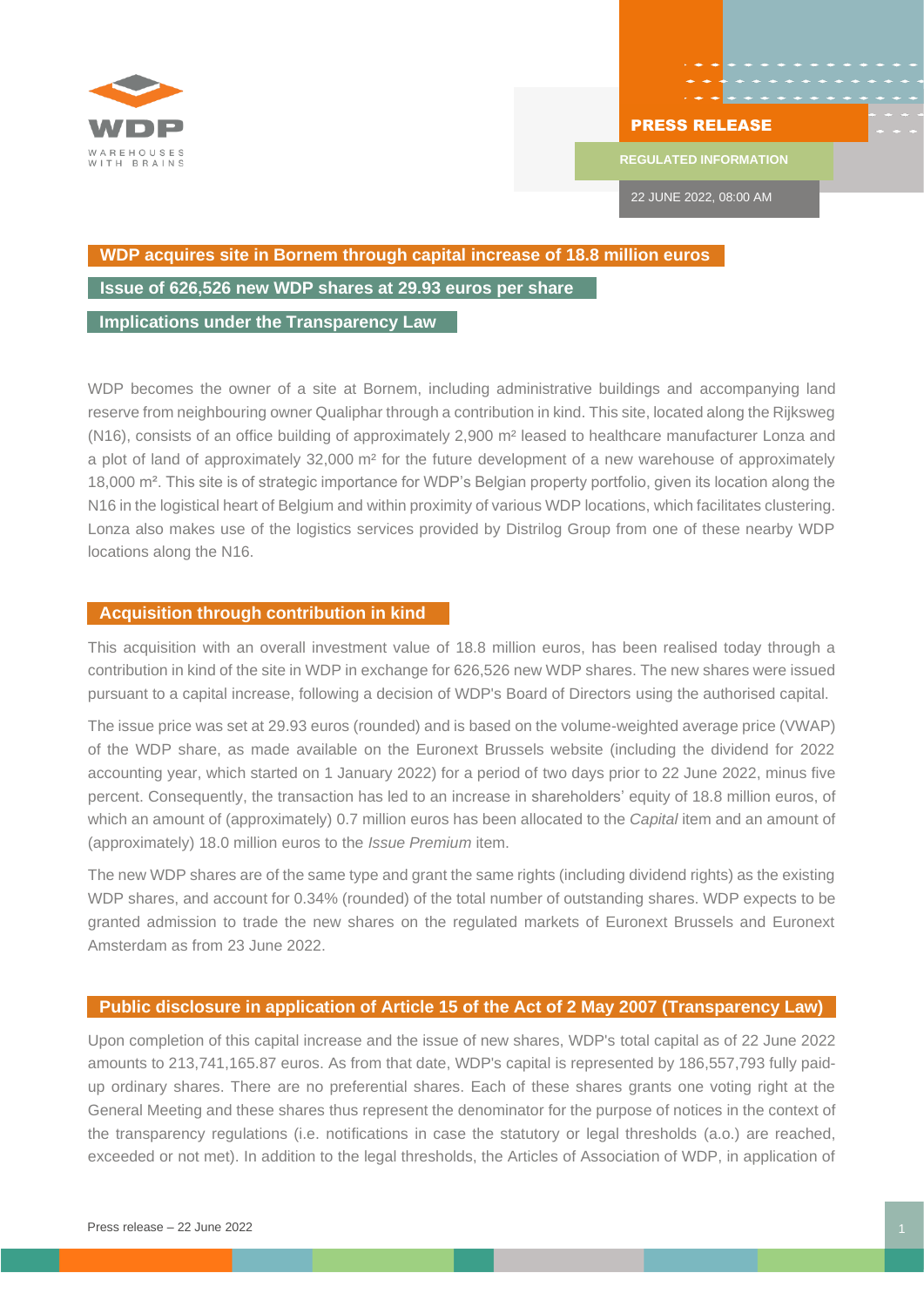PRESS RELEASE

REGULATED INFORMATION

22 JUNE 2022, 08:00 AM

# WDP acquires site in Bornem through capital increase of 18.8 million euros

## Issue of 626,526 new WDP shares at 29.93 euros per share

## Implications under the Transparency Law

WDP becomes the owner of a site at Bornem, including administrative buildings and accompanying land reserve from neighbouring owner Qualiphar through a contribution in kind. This site, located along the Rijksweg (N16), consists of an office building of approximately 2,900 m² leased to healthcare manufacturer Lonza and a plot of land of approximately 32,000 m² for the future development of a new warehouse of approximately 18,000 m². This site is of strategic importance for WDP's Belgian property portfolio, given its location along the N16 in the logistical heart of Belgium and within proximity of various WDP locations, which facilitates clustering. Lonza also makes use of the logistics services provided by Distrilog Group from one of these nearby WDP locations along the N16.

## Acquisition through contribution in kind

This acquisition with an overall investment value of 18.8 million euros, has been realised today through a contribution in kind of the site in WDP in exchange for 626,526 new WDP shares. The new shares were issued pursuant to a capital increase, following a decision of WDP's Board of Directors using the authorised capital.

The issue price was set at 29.93 euros (rounded) and is based on the volume-weighted average price (VWAP) of the WDP share, as made available on the Euronext Brussels website (including the dividend for 2022 accounting year, which started on 1 January 2022) for a period of two days prior to 22 June 2022, minus five percent. Consequently, the transaction has led to an increase in shareholders' equity of 18.8 million euros, of which an amount of (approximately) 0.7 million euros has been allocated to the *Capital* item and an amount of (approximately) 18.0 million euros to the *Issue Premium* item.

The new WDP shares are of the same type and grant the same rights (including dividend rights) as the existing WDP shares, and account for 0.34% (rounded) of the total number of outstanding shares. WDP expects to be granted admission to trade the new shares on the regulated markets of Euronext Brussels and Euronext Amsterdam as from 23 June 2022.

## Public disclosure in application of Article 15 of the Act of 2 May 2007 (Transparency Law)

Upon completion of this capital increase and the issue of new shares, WDP's total capital as of 22 June 2022 amounts to 213,741,165.87 euros. As from that date, WDP's capital is represented by 186,557,793 fully paid-up ordinary shares. There are no preferential shares. Each of these shares grants one voting right at the General Meeting and these shares thus represent the denominator for the purpose of notices in the context of the transparency regulations (i.e. notifications in case the statutory or legal thresholds (a.o.) are reached, exceeded or not met). In addition to the legal thresholds, the Articles of Association of WDP, in application of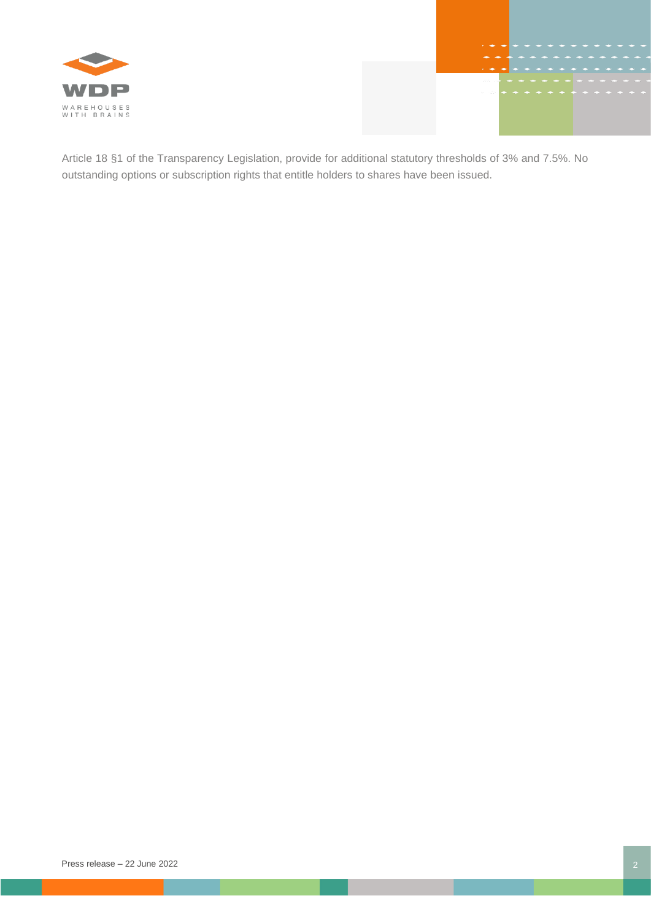Article 18 §1 of the Transparency Legislation, provide for additional statutory thresholds of 3% and 7.5%. No outstanding options or subscription rights that entitle holders to shares have been issued.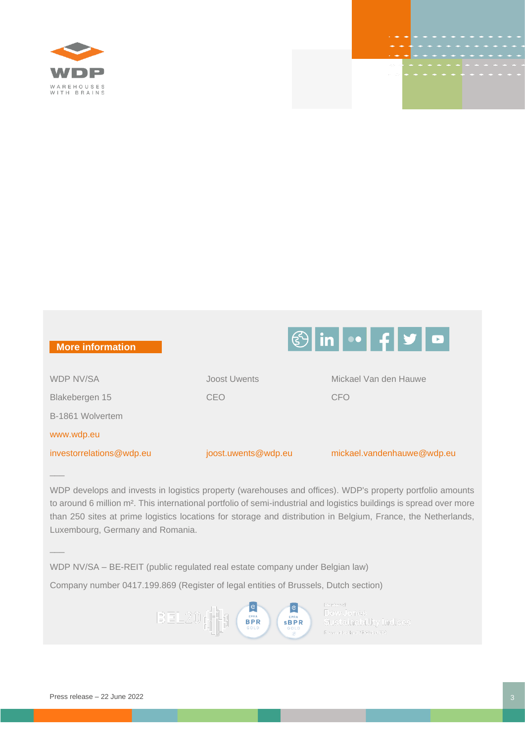## More information

| | | |
|---|---|---|
| WDP NV/SA | Joost Uwents | Mickael Van den Hauwe |
| Blakebergen 15 | CEO | CFO |
| B-1861 Wolvertem | | |
| www.wdp.eu | | |
| investorrelations@wdp.eu | joost.uwents@wdp.eu | mickael.vandenhauwe@wdp.eu |

WDP develops and invests in logistics property (warehouses and offices). WDP's property portfolio amounts to around 6 million m². This international portfolio of semi-industrial and logistics buildings is spread over more than 250 sites at prime logistics locations for storage and distribution in Belgium, France, the Netherlands, Luxembourg, Germany and Romania.

WDP NV/SA – BE-REIT (public regulated real estate company under Belgian law)

Company number 0417.199.869 (Register of legal entities of Brussels, Dutch section)

Press release – 22 June 2022